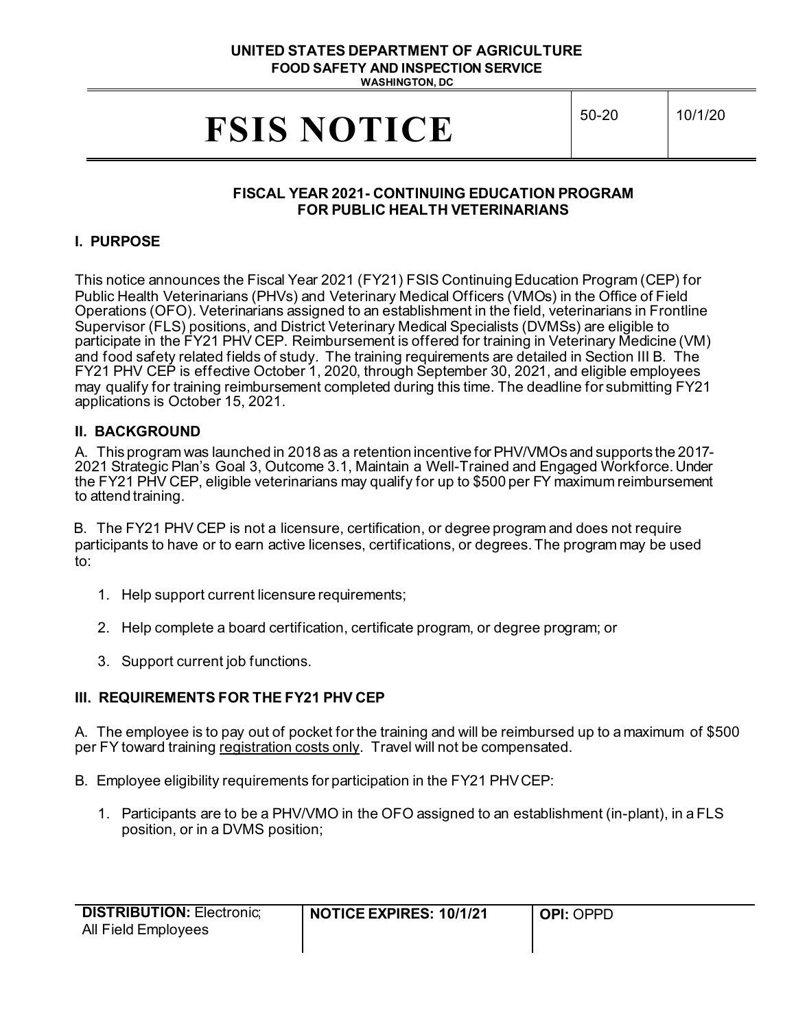**UNITED STATES DEPARTMENT OF AGRICULTURE**
**FOOD SAFETY AND INSPECTION SERVICE**
**WASHINGTON, DC**

| # FSIS NOTICE | 50-20 | 10/1/20 |
|---|---|---|

## FISCAL YEAR 2021- CONTINUING EDUCATION PROGRAM FOR PUBLIC HEALTH VETERINARIANS

### I. PURPOSE

This notice announces the Fiscal Year 2021 (FY21) FSIS Continuing Education Program (CEP) for Public Health Veterinarians (PHVs) and Veterinary Medical Officers (VMOs) in the Office of Field Operations (OFO). Veterinarians assigned to an establishment in the field, veterinarians in Frontline Supervisor (FLS) positions, and District Veterinary Medical Specialists (DVMSs) are eligible to participate in the FY21 PHV CEP. Reimbursement is offered for training in Veterinary Medicine (VM) and food safety related fields of study. The training requirements are detailed in Section III B. The FY21 PHV CEP is effective October 1, 2020, through September 30, 2021, and eligible employees may qualify for training reimbursement completed during this time. The deadline for submitting FY21 applications is October 15, 2021.

### II. BACKGROUND

A. This program was launched in 2018 as a retention incentive for PHV/VMOs and supports the 2017-2021 Strategic Plan's Goal 3, Outcome 3.1, Maintain a Well-Trained and Engaged Workforce. Under the FY21 PHV CEP, eligible veterinarians may qualify for up to $500 per FY maximum reimbursement to attend training.

B. The FY21 PHV CEP is not a licensure, certification, or degree program and does not require participants to have or to earn active licenses, certifications, or degrees. The program may be used to:

1. Help support current licensure requirements;

2. Help complete a board certification, certificate program, or degree program; or

3. Support current job functions.

### III. REQUIREMENTS FOR THE FY21 PHV CEP

A. The employee is to pay out of pocket for the training and will be reimbursed up to a maximum of $500 per FY toward training registration costs only. Travel will not be compensated.

B. Employee eligibility requirements for participation in the FY21 PHV CEP:

1. Participants are to be a PHV/VMO in the OFO assigned to an establishment (in-plant), in a FLS position, or in a DVMS position;

| **DISTRIBUTION:** Electronic; All Field Employees | **NOTICE EXPIRES: 10/1/21** | **OPI:** OPPD |
|---|---|---|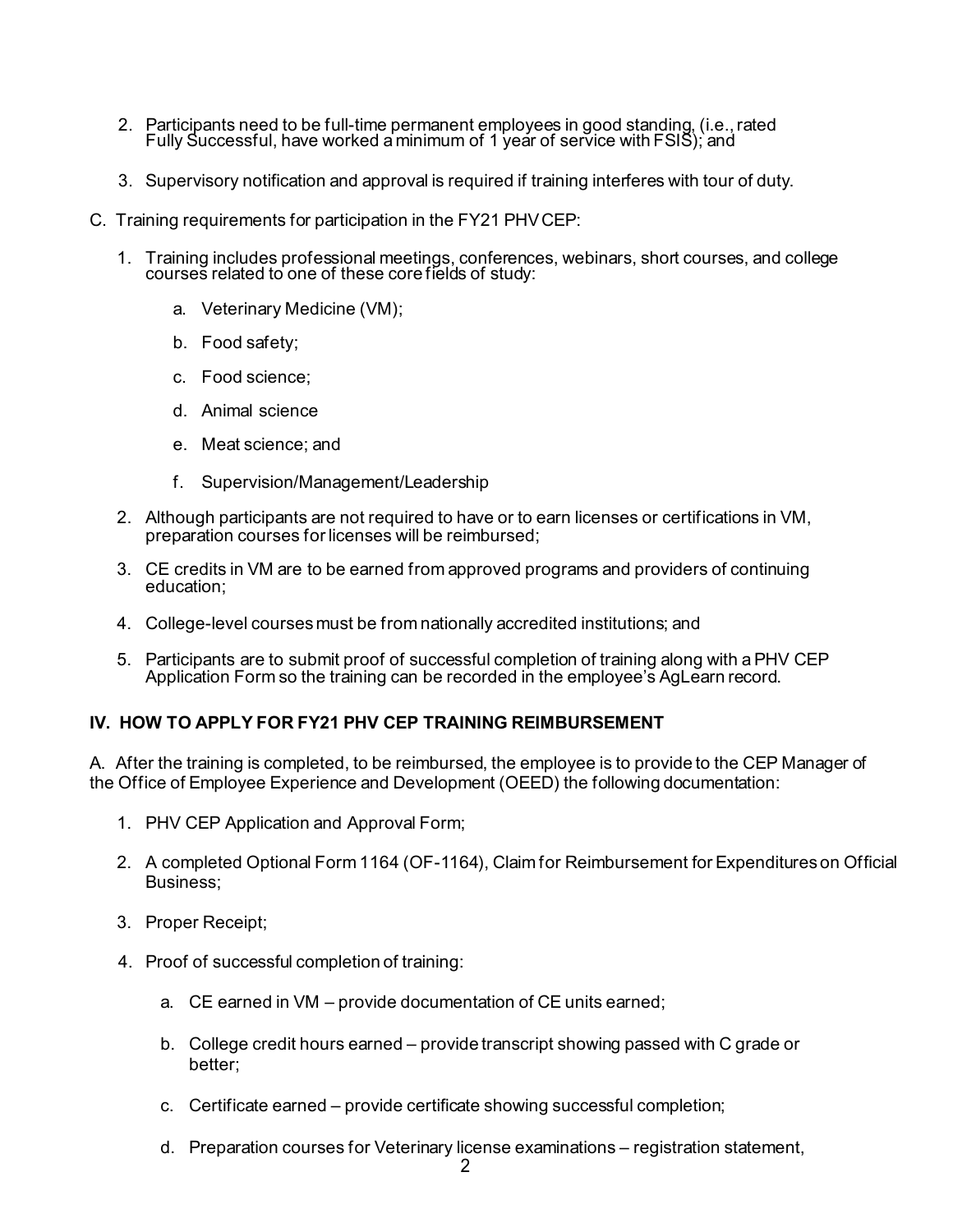2. Participants need to be full-time permanent employees in good standing, (i.e., rated Fully Successful, have worked a minimum of 1 year of service with FSIS); and

3. Supervisory notification and approval is required if training interferes with tour of duty.

C. Training requirements for participation in the FY21 PHV CEP:

1. Training includes professional meetings, conferences, webinars, short courses, and college courses related to one of these core fields of study:

   a. Veterinary Medicine (VM);

   b. Food safety;

   c. Food science;

   d. Animal science

   e. Meat science; and

   f. Supervision/Management/Leadership

2. Although participants are not required to have or to earn licenses or certifications in VM, preparation courses for licenses will be reimbursed;

3. CE credits in VM are to be earned from approved programs and providers of continuing education;

4. College-level courses must be from nationally accredited institutions; and

5. Participants are to submit proof of successful completion of training along with a PHV CEP Application Form so the training can be recorded in the employee's AgLearn record.

## IV. HOW TO APPLY FOR FY21 PHV CEP TRAINING REIMBURSEMENT

A. After the training is completed, to be reimbursed, the employee is to provide to the CEP Manager of the Office of Employee Experience and Development (OEED) the following documentation:

1. PHV CEP Application and Approval Form;

2. A completed Optional Form 1164 (OF-1164), Claim for Reimbursement for Expenditures on Official Business;

3. Proper Receipt;

4. Proof of successful completion of training:

   a. CE earned in VM – provide documentation of CE units earned;

   b. College credit hours earned – provide transcript showing passed with C grade or better;

   c. Certificate earned – provide certificate showing successful completion;

   d. Preparation courses for Veterinary license examinations – registration statement,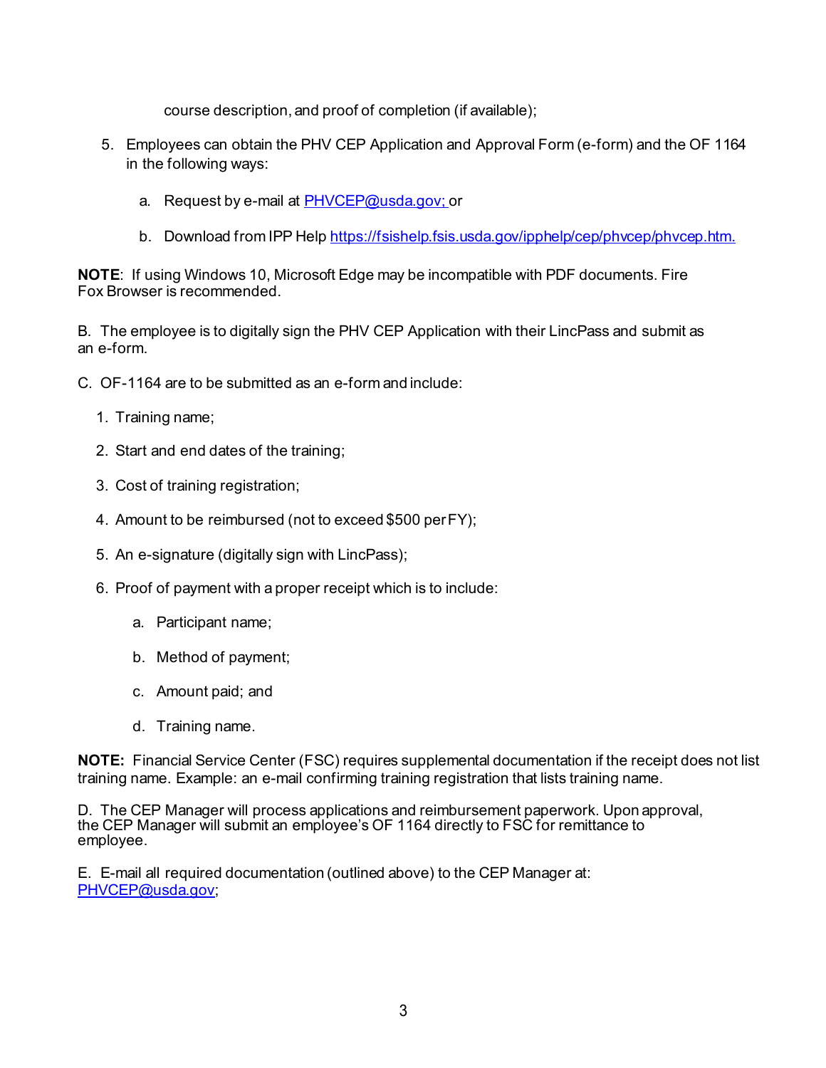course description, and proof of completion (if available);

5. Employees can obtain the PHV CEP Application and Approval Form (e-form) and the OF 1164 in the following ways:

   a. Request by e-mail at PHVCEP@usda.gov; or

   b. Download from IPP Help https://fsishelp.fsis.usda.gov/ipphelp/cep/phvcep/phvcep.htm.

**NOTE**: If using Windows 10, Microsoft Edge may be incompatible with PDF documents. Fire Fox Browser is recommended.

B. The employee is to digitally sign the PHV CEP Application with their LincPass and submit as an e-form.

C. OF-1164 are to be submitted as an e-form and include:

1. Training name;

2. Start and end dates of the training;

3. Cost of training registration;

4. Amount to be reimbursed (not to exceed $500 per FY);

5. An e-signature (digitally sign with LincPass);

6. Proof of payment with a proper receipt which is to include:

   a. Participant name;

   b. Method of payment;

   c. Amount paid; and

   d. Training name.

**NOTE:** Financial Service Center (FSC) requires supplemental documentation if the receipt does not list training name. Example: an e-mail confirming training registration that lists training name.

D. The CEP Manager will process applications and reimbursement paperwork. Upon approval, the CEP Manager will submit an employee's OF 1164 directly to FSC for remittance to employee.

E. E-mail all required documentation (outlined above) to the CEP Manager at: PHVCEP@usda.gov;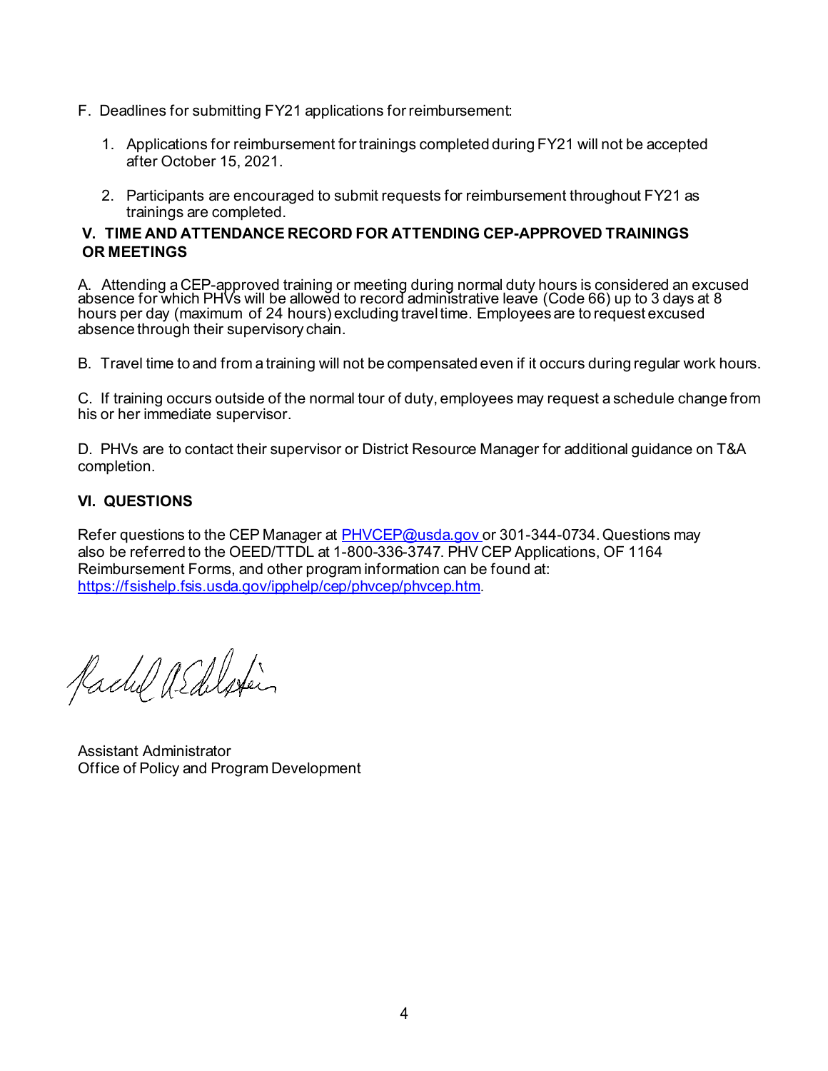F. Deadlines for submitting FY21 applications for reimbursement:

1. Applications for reimbursement for trainings completed during FY21 will not be accepted after October 15, 2021.

2. Participants are encouraged to submit requests for reimbursement throughout FY21 as trainings are completed.

## V. TIME AND ATTENDANCE RECORD FOR ATTENDING CEP-APPROVED TRAININGS OR MEETINGS

A. Attending a CEP-approved training or meeting during normal duty hours is considered an excused absence for which PHVs will be allowed to record administrative leave (Code 66) up to 3 days at 8 hours per day (maximum of 24 hours) excluding travel time. Employees are to request excused absence through their supervisory chain.

B. Travel time to and from a training will not be compensated even if it occurs during regular work hours.

C. If training occurs outside of the normal tour of duty, employees may request a schedule change from his or her immediate supervisor.

D. PHVs are to contact their supervisor or District Resource Manager for additional guidance on T&A completion.

## VI. QUESTIONS

Refer questions to the CEP Manager at PHVCEP@usda.gov or 301-344-0734. Questions may also be referred to the OEED/TTDL at 1-800-336-3747. PHV CEP Applications, OF 1164 Reimbursement Forms, and other program information can be found at: https://fsishelp.fsis.usda.gov/ipphelp/cep/phvcep/phvcep.htm.

Rachel A. Edelstein

Assistant Administrator
Office of Policy and Program Development